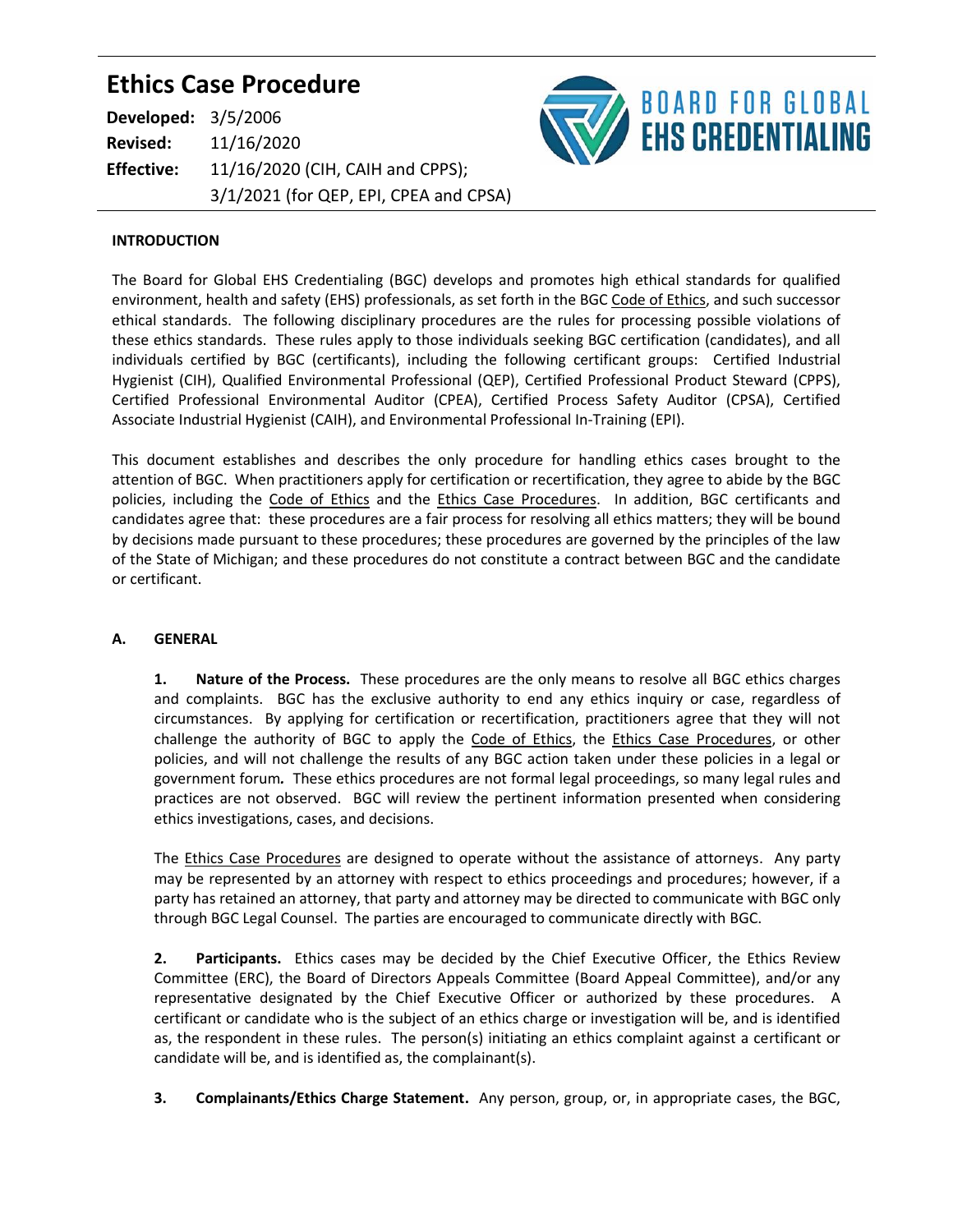# Ethics Case Procedure

**Developed:** 3/5/2006
**Revised:** 11/16/2020
**Effective:** 11/16/2020 (CIH, CAIH and CPPS);
3/1/2021 (for QEP, EPI, CPEA and CPSA)

BOARD FOR GLOBAL EHS CREDENTIALING

**INTRODUCTION**

The Board for Global EHS Credentialing (BGC) develops and promotes high ethical standards for qualified environment, health and safety (EHS) professionals, as set forth in the BGC Code of Ethics, and such successor ethical standards. The following disciplinary procedures are the rules for processing possible violations of these ethics standards. These rules apply to those individuals seeking BGC certification (candidates), and all individuals certified by BGC (certificants), including the following certificant groups: Certified Industrial Hygienist (CIH), Qualified Environmental Professional (QEP), Certified Professional Product Steward (CPPS), Certified Professional Environmental Auditor (CPEA), Certified Process Safety Auditor (CPSA), Certified Associate Industrial Hygienist (CAIH), and Environmental Professional In-Training (EPI).

This document establishes and describes the only procedure for handling ethics cases brought to the attention of BGC. When practitioners apply for certification or recertification, they agree to abide by the BGC policies, including the Code of Ethics and the Ethics Case Procedures. In addition, BGC certificants and candidates agree that: these procedures are a fair process for resolving all ethics matters; they will be bound by decisions made pursuant to these procedures; these procedures are governed by the principles of the law of the State of Michigan; and these procedures do not constitute a contract between BGC and the candidate or certificant.

**A. GENERAL**

**1. Nature of the Process.** These procedures are the only means to resolve all BGC ethics charges and complaints. BGC has the exclusive authority to end any ethics inquiry or case, regardless of circumstances. By applying for certification or recertification, practitioners agree that they will not challenge the authority of BGC to apply the Code of Ethics, the Ethics Case Procedures, or other policies, and will not challenge the results of any BGC action taken under these policies in a legal or government forum. These ethics procedures are not formal legal proceedings, so many legal rules and practices are not observed. BGC will review the pertinent information presented when considering ethics investigations, cases, and decisions.

The Ethics Case Procedures are designed to operate without the assistance of attorneys. Any party may be represented by an attorney with respect to ethics proceedings and procedures; however, if a party has retained an attorney, that party and attorney may be directed to communicate with BGC only through BGC Legal Counsel. The parties are encouraged to communicate directly with BGC.

**2. Participants.** Ethics cases may be decided by the Chief Executive Officer, the Ethics Review Committee (ERC), the Board of Directors Appeals Committee (Board Appeal Committee), and/or any representative designated by the Chief Executive Officer or authorized by these procedures. A certificant or candidate who is the subject of an ethics charge or investigation will be, and is identified as, the respondent in these rules. The person(s) initiating an ethics complaint against a certificant or candidate will be, and is identified as, the complainant(s).

**3. Complainants/Ethics Charge Statement.** Any person, group, or, in appropriate cases, the BGC,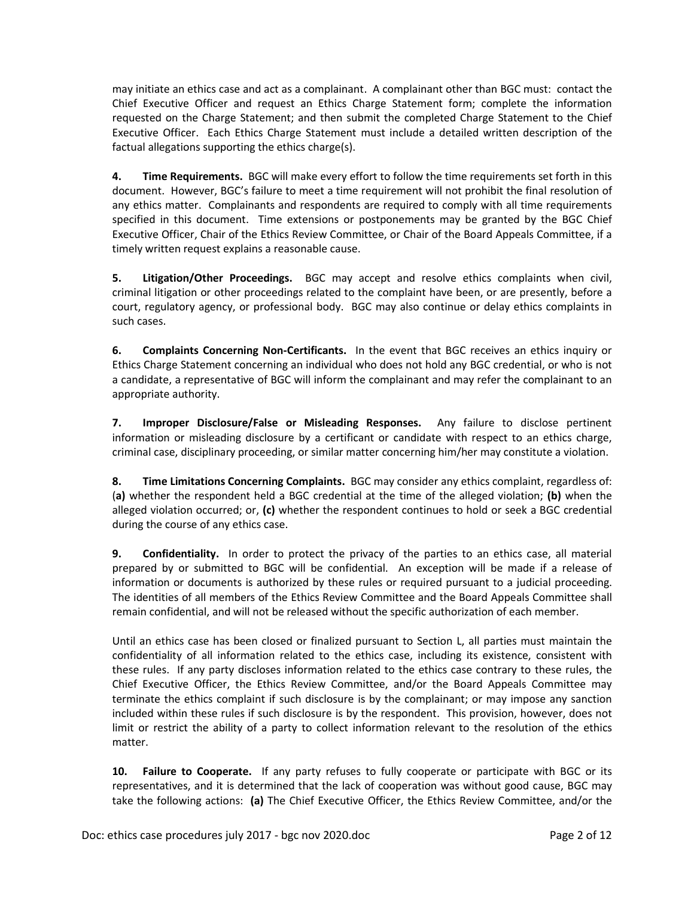may initiate an ethics case and act as a complainant. A complainant other than BGC must: contact the Chief Executive Officer and request an Ethics Charge Statement form; complete the information requested on the Charge Statement; and then submit the completed Charge Statement to the Chief Executive Officer. Each Ethics Charge Statement must include a detailed written description of the factual allegations supporting the ethics charge(s).

**4. Time Requirements.** BGC will make every effort to follow the time requirements set forth in this document. However, BGC's failure to meet a time requirement will not prohibit the final resolution of any ethics matter. Complainants and respondents are required to comply with all time requirements specified in this document. Time extensions or postponements may be granted by the BGC Chief Executive Officer, Chair of the Ethics Review Committee, or Chair of the Board Appeals Committee, if a timely written request explains a reasonable cause.

**5. Litigation/Other Proceedings.** BGC may accept and resolve ethics complaints when civil, criminal litigation or other proceedings related to the complaint have been, or are presently, before a court, regulatory agency, or professional body. BGC may also continue or delay ethics complaints in such cases.

**6. Complaints Concerning Non-Certificants.** In the event that BGC receives an ethics inquiry or Ethics Charge Statement concerning an individual who does not hold any BGC credential, or who is not a candidate, a representative of BGC will inform the complainant and may refer the complainant to an appropriate authority.

**7. Improper Disclosure/False or Misleading Responses.** Any failure to disclose pertinent information or misleading disclosure by a certificant or candidate with respect to an ethics charge, criminal case, disciplinary proceeding, or similar matter concerning him/her may constitute a violation.

**8. Time Limitations Concerning Complaints.** BGC may consider any ethics complaint, regardless of: (**a)** whether the respondent held a BGC credential at the time of the alleged violation; **(b)** when the alleged violation occurred; or, **(c)** whether the respondent continues to hold or seek a BGC credential during the course of any ethics case.

**9. Confidentiality.** In order to protect the privacy of the parties to an ethics case, all material prepared by or submitted to BGC will be confidential. An exception will be made if a release of information or documents is authorized by these rules or required pursuant to a judicial proceeding. The identities of all members of the Ethics Review Committee and the Board Appeals Committee shall remain confidential, and will not be released without the specific authorization of each member.

Until an ethics case has been closed or finalized pursuant to Section L, all parties must maintain the confidentiality of all information related to the ethics case, including its existence, consistent with these rules. If any party discloses information related to the ethics case contrary to these rules, the Chief Executive Officer, the Ethics Review Committee, and/or the Board Appeals Committee may terminate the ethics complaint if such disclosure is by the complainant; or may impose any sanction included within these rules if such disclosure is by the respondent. This provision, however, does not limit or restrict the ability of a party to collect information relevant to the resolution of the ethics matter.

**10. Failure to Cooperate.** If any party refuses to fully cooperate or participate with BGC or its representatives, and it is determined that the lack of cooperation was without good cause, BGC may take the following actions: **(a)** The Chief Executive Officer, the Ethics Review Committee, and/or the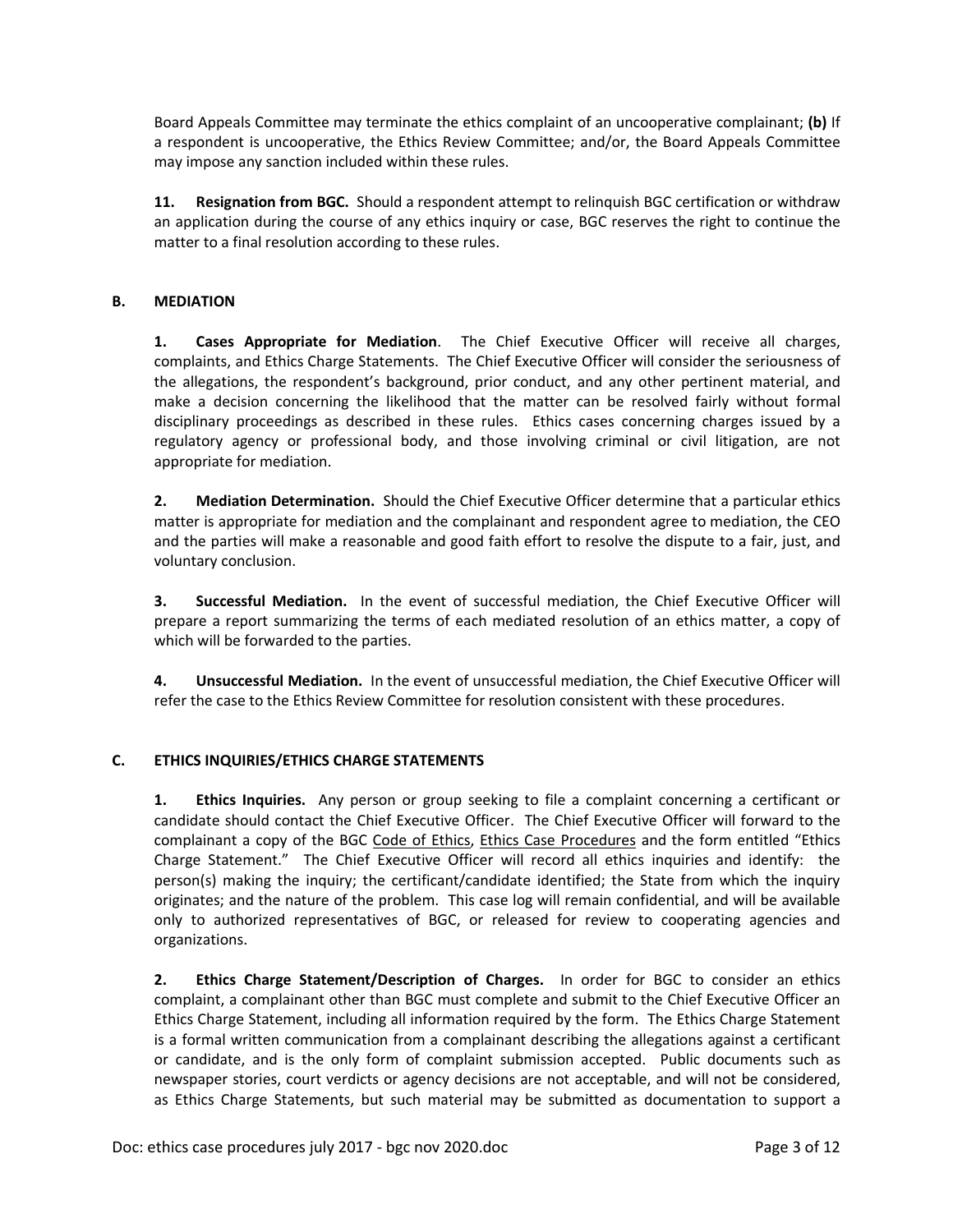Board Appeals Committee may terminate the ethics complaint of an uncooperative complainant; **(b)** If a respondent is uncooperative, the Ethics Review Committee; and/or, the Board Appeals Committee may impose any sanction included within these rules.

**11. Resignation from BGC.** Should a respondent attempt to relinquish BGC certification or withdraw an application during the course of any ethics inquiry or case, BGC reserves the right to continue the matter to a final resolution according to these rules.

## B. MEDIATION

**1. Cases Appropriate for Mediation**. The Chief Executive Officer will receive all charges, complaints, and Ethics Charge Statements. The Chief Executive Officer will consider the seriousness of the allegations, the respondent's background, prior conduct, and any other pertinent material, and make a decision concerning the likelihood that the matter can be resolved fairly without formal disciplinary proceedings as described in these rules. Ethics cases concerning charges issued by a regulatory agency or professional body, and those involving criminal or civil litigation, are not appropriate for mediation.

**2. Mediation Determination.** Should the Chief Executive Officer determine that a particular ethics matter is appropriate for mediation and the complainant and respondent agree to mediation, the CEO and the parties will make a reasonable and good faith effort to resolve the dispute to a fair, just, and voluntary conclusion.

**3. Successful Mediation.** In the event of successful mediation, the Chief Executive Officer will prepare a report summarizing the terms of each mediated resolution of an ethics matter, a copy of which will be forwarded to the parties.

**4. Unsuccessful Mediation.** In the event of unsuccessful mediation, the Chief Executive Officer will refer the case to the Ethics Review Committee for resolution consistent with these procedures.

## C. ETHICS INQUIRIES/ETHICS CHARGE STATEMENTS

**1. Ethics Inquiries.** Any person or group seeking to file a complaint concerning a certificant or candidate should contact the Chief Executive Officer. The Chief Executive Officer will forward to the complainant a copy of the BGC Code of Ethics, Ethics Case Procedures and the form entitled "Ethics Charge Statement." The Chief Executive Officer will record all ethics inquiries and identify: the person(s) making the inquiry; the certificant/candidate identified; the State from which the inquiry originates; and the nature of the problem. This case log will remain confidential, and will be available only to authorized representatives of BGC, or released for review to cooperating agencies and organizations.

**2. Ethics Charge Statement/Description of Charges.** In order for BGC to consider an ethics complaint, a complainant other than BGC must complete and submit to the Chief Executive Officer an Ethics Charge Statement, including all information required by the form. The Ethics Charge Statement is a formal written communication from a complainant describing the allegations against a certificant or candidate, and is the only form of complaint submission accepted. Public documents such as newspaper stories, court verdicts or agency decisions are not acceptable, and will not be considered, as Ethics Charge Statements, but such material may be submitted as documentation to support a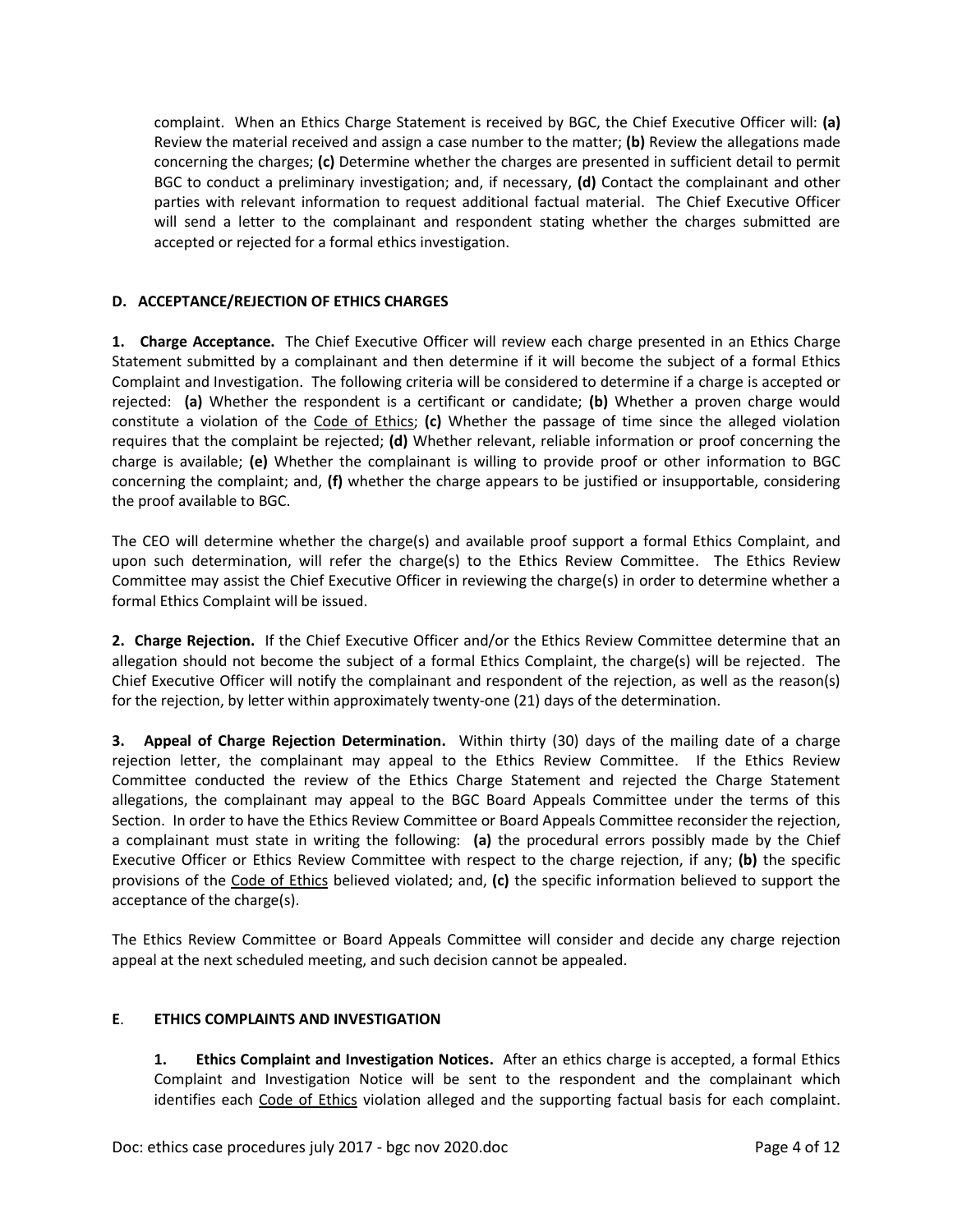complaint. When an Ethics Charge Statement is received by BGC, the Chief Executive Officer will: **(a)** Review the material received and assign a case number to the matter; **(b)** Review the allegations made concerning the charges; **(c)** Determine whether the charges are presented in sufficient detail to permit BGC to conduct a preliminary investigation; and, if necessary, **(d)** Contact the complainant and other parties with relevant information to request additional factual material. The Chief Executive Officer will send a letter to the complainant and respondent stating whether the charges submitted are accepted or rejected for a formal ethics investigation.

### D. ACCEPTANCE/REJECTION OF ETHICS CHARGES

**1. Charge Acceptance.** The Chief Executive Officer will review each charge presented in an Ethics Charge Statement submitted by a complainant and then determine if it will become the subject of a formal Ethics Complaint and Investigation. The following criteria will be considered to determine if a charge is accepted or rejected: **(a)** Whether the respondent is a certificant or candidate; **(b)** Whether a proven charge would constitute a violation of the Code of Ethics; **(c)** Whether the passage of time since the alleged violation requires that the complaint be rejected; **(d)** Whether relevant, reliable information or proof concerning the charge is available; **(e)** Whether the complainant is willing to provide proof or other information to BGC concerning the complaint; and, **(f)** whether the charge appears to be justified or insupportable, considering the proof available to BGC.

The CEO will determine whether the charge(s) and available proof support a formal Ethics Complaint, and upon such determination, will refer the charge(s) to the Ethics Review Committee. The Ethics Review Committee may assist the Chief Executive Officer in reviewing the charge(s) in order to determine whether a formal Ethics Complaint will be issued.

**2. Charge Rejection.** If the Chief Executive Officer and/or the Ethics Review Committee determine that an allegation should not become the subject of a formal Ethics Complaint, the charge(s) will be rejected. The Chief Executive Officer will notify the complainant and respondent of the rejection, as well as the reason(s) for the rejection, by letter within approximately twenty-one (21) days of the determination.

**3. Appeal of Charge Rejection Determination.** Within thirty (30) days of the mailing date of a charge rejection letter, the complainant may appeal to the Ethics Review Committee. If the Ethics Review Committee conducted the review of the Ethics Charge Statement and rejected the Charge Statement allegations, the complainant may appeal to the BGC Board Appeals Committee under the terms of this Section. In order to have the Ethics Review Committee or Board Appeals Committee reconsider the rejection, a complainant must state in writing the following: **(a)** the procedural errors possibly made by the Chief Executive Officer or Ethics Review Committee with respect to the charge rejection, if any; **(b)** the specific provisions of the Code of Ethics believed violated; and, **(c)** the specific information believed to support the acceptance of the charge(s).

The Ethics Review Committee or Board Appeals Committee will consider and decide any charge rejection appeal at the next scheduled meeting, and such decision cannot be appealed.

### E. ETHICS COMPLAINTS AND INVESTIGATION

**1. Ethics Complaint and Investigation Notices.** After an ethics charge is accepted, a formal Ethics Complaint and Investigation Notice will be sent to the respondent and the complainant which identifies each Code of Ethics violation alleged and the supporting factual basis for each complaint.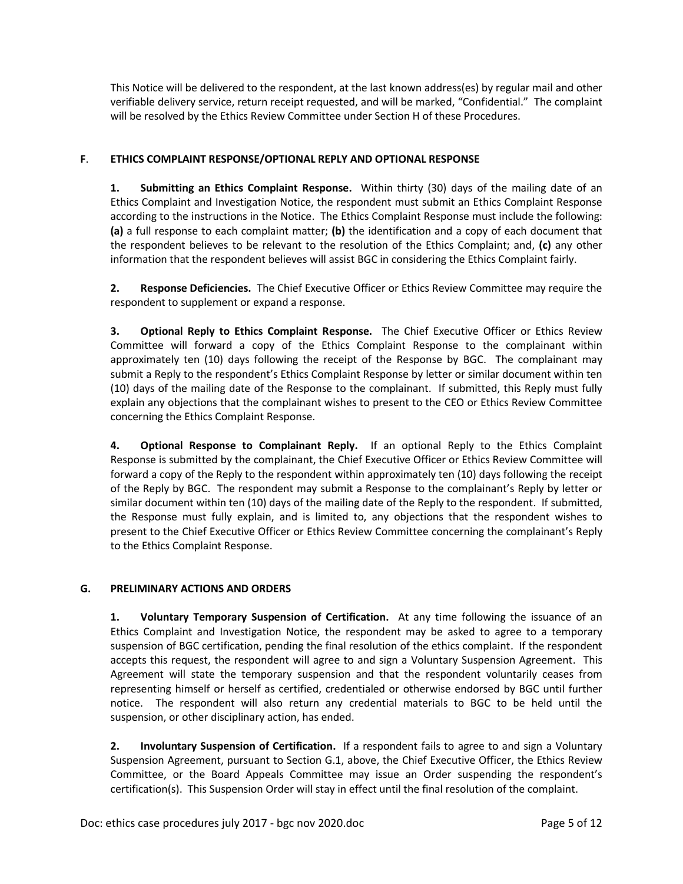This Notice will be delivered to the respondent, at the last known address(es) by regular mail and other verifiable delivery service, return receipt requested, and will be marked, "Confidential." The complaint will be resolved by the Ethics Review Committee under Section H of these Procedures.

## F. ETHICS COMPLAINT RESPONSE/OPTIONAL REPLY AND OPTIONAL RESPONSE

**1. Submitting an Ethics Complaint Response.** Within thirty (30) days of the mailing date of an Ethics Complaint and Investigation Notice, the respondent must submit an Ethics Complaint Response according to the instructions in the Notice. The Ethics Complaint Response must include the following: **(a)** a full response to each complaint matter; **(b)** the identification and a copy of each document that the respondent believes to be relevant to the resolution of the Ethics Complaint; and, **(c)** any other information that the respondent believes will assist BGC in considering the Ethics Complaint fairly.

**2. Response Deficiencies.** The Chief Executive Officer or Ethics Review Committee may require the respondent to supplement or expand a response.

**3. Optional Reply to Ethics Complaint Response.** The Chief Executive Officer or Ethics Review Committee will forward a copy of the Ethics Complaint Response to the complainant within approximately ten (10) days following the receipt of the Response by BGC. The complainant may submit a Reply to the respondent's Ethics Complaint Response by letter or similar document within ten (10) days of the mailing date of the Response to the complainant. If submitted, this Reply must fully explain any objections that the complainant wishes to present to the CEO or Ethics Review Committee concerning the Ethics Complaint Response.

**4. Optional Response to Complainant Reply.** If an optional Reply to the Ethics Complaint Response is submitted by the complainant, the Chief Executive Officer or Ethics Review Committee will forward a copy of the Reply to the respondent within approximately ten (10) days following the receipt of the Reply by BGC. The respondent may submit a Response to the complainant's Reply by letter or similar document within ten (10) days of the mailing date of the Reply to the respondent. If submitted, the Response must fully explain, and is limited to, any objections that the respondent wishes to present to the Chief Executive Officer or Ethics Review Committee concerning the complainant's Reply to the Ethics Complaint Response.

## G. PRELIMINARY ACTIONS AND ORDERS

**1. Voluntary Temporary Suspension of Certification.** At any time following the issuance of an Ethics Complaint and Investigation Notice, the respondent may be asked to agree to a temporary suspension of BGC certification, pending the final resolution of the ethics complaint. If the respondent accepts this request, the respondent will agree to and sign a Voluntary Suspension Agreement. This Agreement will state the temporary suspension and that the respondent voluntarily ceases from representing himself or herself as certified, credentialed or otherwise endorsed by BGC until further notice. The respondent will also return any credential materials to BGC to be held until the suspension, or other disciplinary action, has ended.

**2. Involuntary Suspension of Certification.** If a respondent fails to agree to and sign a Voluntary Suspension Agreement, pursuant to Section G.1, above, the Chief Executive Officer, the Ethics Review Committee, or the Board Appeals Committee may issue an Order suspending the respondent's certification(s). This Suspension Order will stay in effect until the final resolution of the complaint.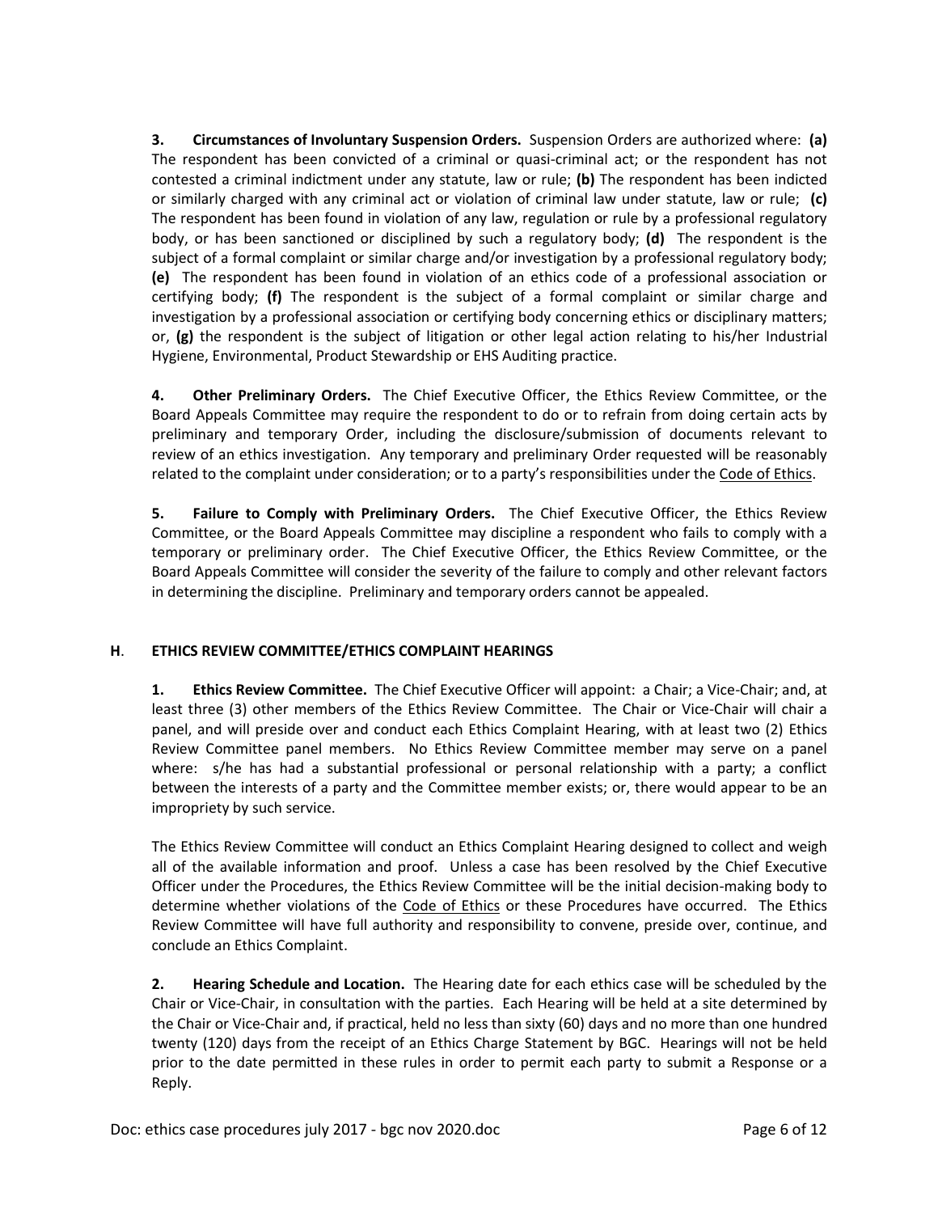**3. Circumstances of Involuntary Suspension Orders.** Suspension Orders are authorized where: **(a)** The respondent has been convicted of a criminal or quasi-criminal act; or the respondent has not contested a criminal indictment under any statute, law or rule; **(b)** The respondent has been indicted or similarly charged with any criminal act or violation of criminal law under statute, law or rule; **(c)** The respondent has been found in violation of any law, regulation or rule by a professional regulatory body, or has been sanctioned or disciplined by such a regulatory body; **(d)** The respondent is the subject of a formal complaint or similar charge and/or investigation by a professional regulatory body; **(e)** The respondent has been found in violation of an ethics code of a professional association or certifying body; **(f)** The respondent is the subject of a formal complaint or similar charge and investigation by a professional association or certifying body concerning ethics or disciplinary matters; or, **(g)** the respondent is the subject of litigation or other legal action relating to his/her Industrial Hygiene, Environmental, Product Stewardship or EHS Auditing practice.

**4. Other Preliminary Orders.** The Chief Executive Officer, the Ethics Review Committee, or the Board Appeals Committee may require the respondent to do or to refrain from doing certain acts by preliminary and temporary Order, including the disclosure/submission of documents relevant to review of an ethics investigation. Any temporary and preliminary Order requested will be reasonably related to the complaint under consideration; or to a party's responsibilities under the Code of Ethics.

**5. Failure to Comply with Preliminary Orders.** The Chief Executive Officer, the Ethics Review Committee, or the Board Appeals Committee may discipline a respondent who fails to comply with a temporary or preliminary order. The Chief Executive Officer, the Ethics Review Committee, or the Board Appeals Committee will consider the severity of the failure to comply and other relevant factors in determining the discipline. Preliminary and temporary orders cannot be appealed.

## H. ETHICS REVIEW COMMITTEE/ETHICS COMPLAINT HEARINGS

**1. Ethics Review Committee.** The Chief Executive Officer will appoint: a Chair; a Vice-Chair; and, at least three (3) other members of the Ethics Review Committee. The Chair or Vice-Chair will chair a panel, and will preside over and conduct each Ethics Complaint Hearing, with at least two (2) Ethics Review Committee panel members. No Ethics Review Committee member may serve on a panel where: s/he has had a substantial professional or personal relationship with a party; a conflict between the interests of a party and the Committee member exists; or, there would appear to be an impropriety by such service.

The Ethics Review Committee will conduct an Ethics Complaint Hearing designed to collect and weigh all of the available information and proof. Unless a case has been resolved by the Chief Executive Officer under the Procedures, the Ethics Review Committee will be the initial decision-making body to determine whether violations of the Code of Ethics or these Procedures have occurred. The Ethics Review Committee will have full authority and responsibility to convene, preside over, continue, and conclude an Ethics Complaint.

**2. Hearing Schedule and Location.** The Hearing date for each ethics case will be scheduled by the Chair or Vice-Chair, in consultation with the parties. Each Hearing will be held at a site determined by the Chair or Vice-Chair and, if practical, held no less than sixty (60) days and no more than one hundred twenty (120) days from the receipt of an Ethics Charge Statement by BGC. Hearings will not be held prior to the date permitted in these rules in order to permit each party to submit a Response or a Reply.

Doc: ethics case procedures july 2017 - bgc nov 2020.doc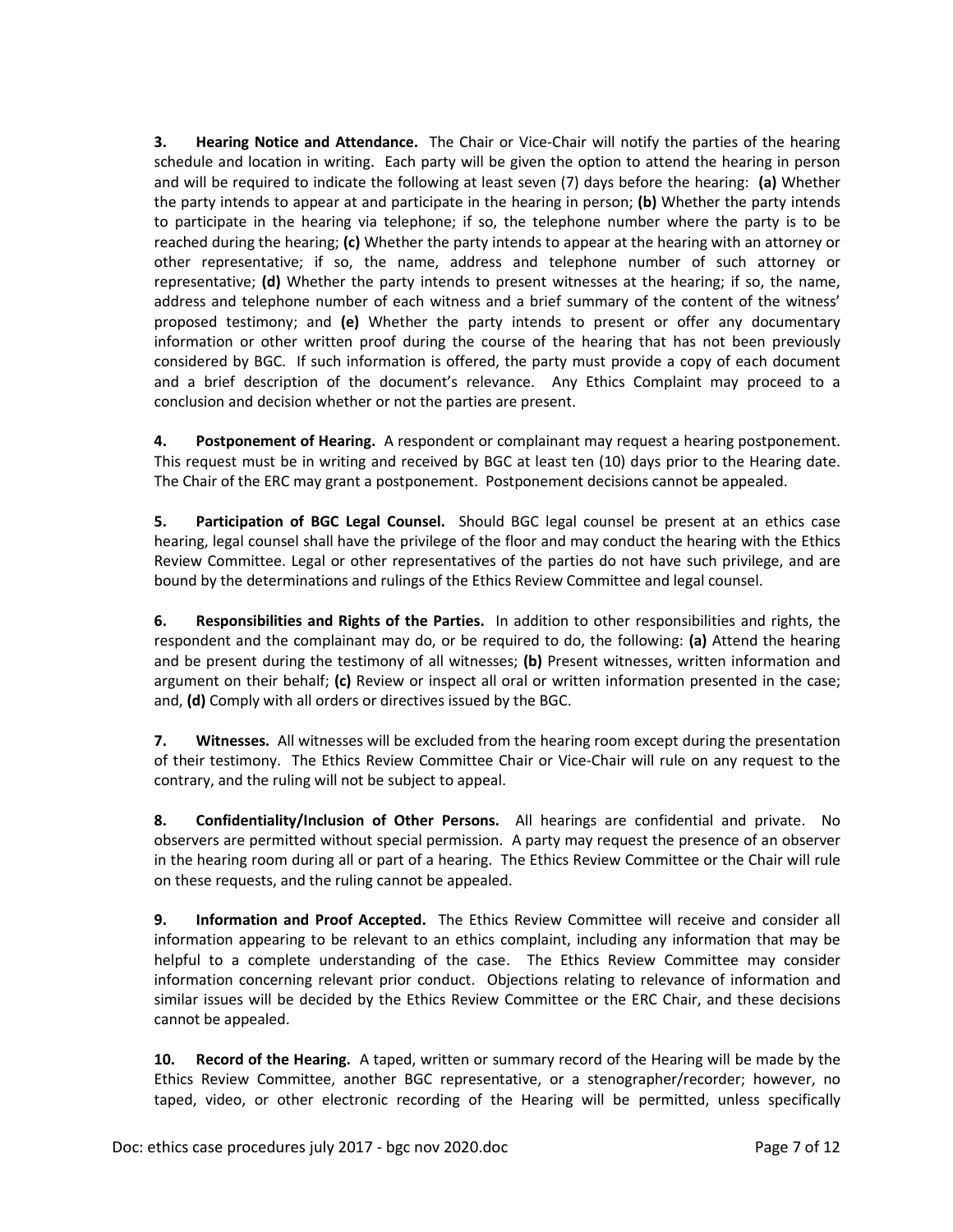**3. Hearing Notice and Attendance.** The Chair or Vice-Chair will notify the parties of the hearing schedule and location in writing. Each party will be given the option to attend the hearing in person and will be required to indicate the following at least seven (7) days before the hearing: **(a)** Whether the party intends to appear at and participate in the hearing in person; **(b)** Whether the party intends to participate in the hearing via telephone; if so, the telephone number where the party is to be reached during the hearing; **(c)** Whether the party intends to appear at the hearing with an attorney or other representative; if so, the name, address and telephone number of such attorney or representative; **(d)** Whether the party intends to present witnesses at the hearing; if so, the name, address and telephone number of each witness and a brief summary of the content of the witness' proposed testimony; and **(e)** Whether the party intends to present or offer any documentary information or other written proof during the course of the hearing that has not been previously considered by BGC. If such information is offered, the party must provide a copy of each document and a brief description of the document's relevance. Any Ethics Complaint may proceed to a conclusion and decision whether or not the parties are present.

**4. Postponement of Hearing.** A respondent or complainant may request a hearing postponement. This request must be in writing and received by BGC at least ten (10) days prior to the Hearing date. The Chair of the ERC may grant a postponement. Postponement decisions cannot be appealed.

**5. Participation of BGC Legal Counsel.** Should BGC legal counsel be present at an ethics case hearing, legal counsel shall have the privilege of the floor and may conduct the hearing with the Ethics Review Committee. Legal or other representatives of the parties do not have such privilege, and are bound by the determinations and rulings of the Ethics Review Committee and legal counsel.

**6. Responsibilities and Rights of the Parties.** In addition to other responsibilities and rights, the respondent and the complainant may do, or be required to do, the following: **(a)** Attend the hearing and be present during the testimony of all witnesses; **(b)** Present witnesses, written information and argument on their behalf; **(c)** Review or inspect all oral or written information presented in the case; and, **(d)** Comply with all orders or directives issued by the BGC.

**7. Witnesses.** All witnesses will be excluded from the hearing room except during the presentation of their testimony. The Ethics Review Committee Chair or Vice-Chair will rule on any request to the contrary, and the ruling will not be subject to appeal.

**8. Confidentiality/Inclusion of Other Persons.** All hearings are confidential and private. No observers are permitted without special permission. A party may request the presence of an observer in the hearing room during all or part of a hearing. The Ethics Review Committee or the Chair will rule on these requests, and the ruling cannot be appealed.

**9. Information and Proof Accepted.** The Ethics Review Committee will receive and consider all information appearing to be relevant to an ethics complaint, including any information that may be helpful to a complete understanding of the case. The Ethics Review Committee may consider information concerning relevant prior conduct. Objections relating to relevance of information and similar issues will be decided by the Ethics Review Committee or the ERC Chair, and these decisions cannot be appealed.

**10. Record of the Hearing.** A taped, written or summary record of the Hearing will be made by the Ethics Review Committee, another BGC representative, or a stenographer/recorder; however, no taped, video, or other electronic recording of the Hearing will be permitted, unless specifically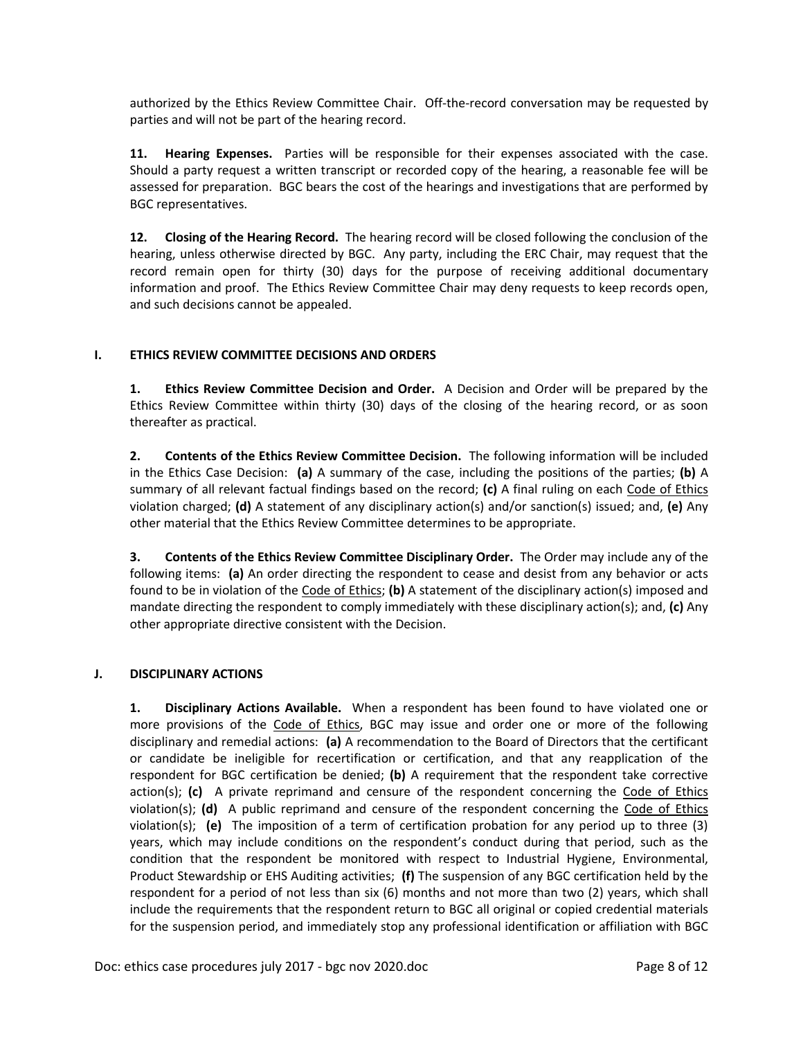authorized by the Ethics Review Committee Chair. Off-the-record conversation may be requested by parties and will not be part of the hearing record.

**11. Hearing Expenses.** Parties will be responsible for their expenses associated with the case. Should a party request a written transcript or recorded copy of the hearing, a reasonable fee will be assessed for preparation. BGC bears the cost of the hearings and investigations that are performed by BGC representatives.

**12. Closing of the Hearing Record.** The hearing record will be closed following the conclusion of the hearing, unless otherwise directed by BGC. Any party, including the ERC Chair, may request that the record remain open for thirty (30) days for the purpose of receiving additional documentary information and proof. The Ethics Review Committee Chair may deny requests to keep records open, and such decisions cannot be appealed.

## I. ETHICS REVIEW COMMITTEE DECISIONS AND ORDERS

**1. Ethics Review Committee Decision and Order.** A Decision and Order will be prepared by the Ethics Review Committee within thirty (30) days of the closing of the hearing record, or as soon thereafter as practical.

**2. Contents of the Ethics Review Committee Decision.** The following information will be included in the Ethics Case Decision: **(a)** A summary of the case, including the positions of the parties; **(b)** A summary of all relevant factual findings based on the record; **(c)** A final ruling on each Code of Ethics violation charged; **(d)** A statement of any disciplinary action(s) and/or sanction(s) issued; and, **(e)** Any other material that the Ethics Review Committee determines to be appropriate.

**3. Contents of the Ethics Review Committee Disciplinary Order.** The Order may include any of the following items: **(a)** An order directing the respondent to cease and desist from any behavior or acts found to be in violation of the Code of Ethics; **(b)** A statement of the disciplinary action(s) imposed and mandate directing the respondent to comply immediately with these disciplinary action(s); and, **(c)** Any other appropriate directive consistent with the Decision.

## J. DISCIPLINARY ACTIONS

**1. Disciplinary Actions Available.** When a respondent has been found to have violated one or more provisions of the Code of Ethics, BGC may issue and order one or more of the following disciplinary and remedial actions: **(a)** A recommendation to the Board of Directors that the certificant or candidate be ineligible for recertification or certification, and that any reapplication of the respondent for BGC certification be denied; **(b)** A requirement that the respondent take corrective action(s); **(c)** A private reprimand and censure of the respondent concerning the Code of Ethics violation(s); **(d)** A public reprimand and censure of the respondent concerning the Code of Ethics violation(s); **(e)** The imposition of a term of certification probation for any period up to three (3) years, which may include conditions on the respondent's conduct during that period, such as the condition that the respondent be monitored with respect to Industrial Hygiene, Environmental, Product Stewardship or EHS Auditing activities; **(f)** The suspension of any BGC certification held by the respondent for a period of not less than six (6) months and not more than two (2) years, which shall include the requirements that the respondent return to BGC all original or copied credential materials for the suspension period, and immediately stop any professional identification or affiliation with BGC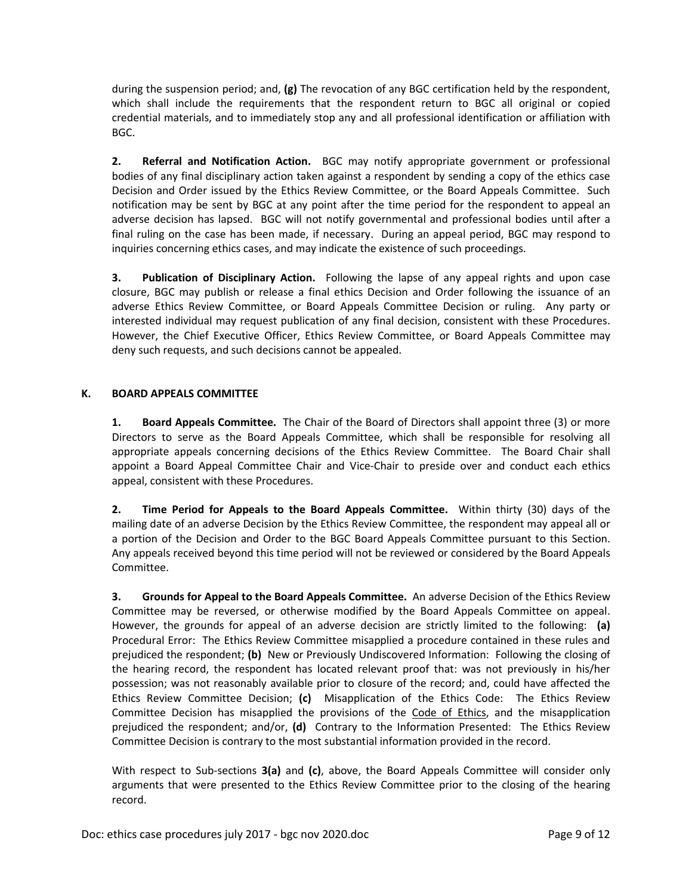during the suspension period; and, **(g)** The revocation of any BGC certification held by the respondent, which shall include the requirements that the respondent return to BGC all original or copied credential materials, and to immediately stop any and all professional identification or affiliation with BGC.

**2. Referral and Notification Action.** BGC may notify appropriate government or professional bodies of any final disciplinary action taken against a respondent by sending a copy of the ethics case Decision and Order issued by the Ethics Review Committee, or the Board Appeals Committee. Such notification may be sent by BGC at any point after the time period for the respondent to appeal an adverse decision has lapsed. BGC will not notify governmental and professional bodies until after a final ruling on the case has been made, if necessary. During an appeal period, BGC may respond to inquiries concerning ethics cases, and may indicate the existence of such proceedings.

**3. Publication of Disciplinary Action.** Following the lapse of any appeal rights and upon case closure, BGC may publish or release a final ethics Decision and Order following the issuance of an adverse Ethics Review Committee, or Board Appeals Committee Decision or ruling. Any party or interested individual may request publication of any final decision, consistent with these Procedures. However, the Chief Executive Officer, Ethics Review Committee, or Board Appeals Committee may deny such requests, and such decisions cannot be appealed.

## K. BOARD APPEALS COMMITTEE

**1. Board Appeals Committee.** The Chair of the Board of Directors shall appoint three (3) or more Directors to serve as the Board Appeals Committee, which shall be responsible for resolving all appropriate appeals concerning decisions of the Ethics Review Committee. The Board Chair shall appoint a Board Appeal Committee Chair and Vice-Chair to preside over and conduct each ethics appeal, consistent with these Procedures.

**2. Time Period for Appeals to the Board Appeals Committee.** Within thirty (30) days of the mailing date of an adverse Decision by the Ethics Review Committee, the respondent may appeal all or a portion of the Decision and Order to the BGC Board Appeals Committee pursuant to this Section. Any appeals received beyond this time period will not be reviewed or considered by the Board Appeals Committee.

**3. Grounds for Appeal to the Board Appeals Committee.** An adverse Decision of the Ethics Review Committee may be reversed, or otherwise modified by the Board Appeals Committee on appeal. However, the grounds for appeal of an adverse decision are strictly limited to the following: **(a)** Procedural Error: The Ethics Review Committee misapplied a procedure contained in these rules and prejudiced the respondent; **(b)** New or Previously Undiscovered Information: Following the closing of the hearing record, the respondent has located relevant proof that: was not previously in his/her possession; was not reasonably available prior to closure of the record; and, could have affected the Ethics Review Committee Decision; **(c)** Misapplication of the Ethics Code: The Ethics Review Committee Decision has misapplied the provisions of the Code of Ethics, and the misapplication prejudiced the respondent; and/or, **(d)** Contrary to the Information Presented: The Ethics Review Committee Decision is contrary to the most substantial information provided in the record.

With respect to Sub-sections **3(a)** and **(c)**, above, the Board Appeals Committee will consider only arguments that were presented to the Ethics Review Committee prior to the closing of the hearing record.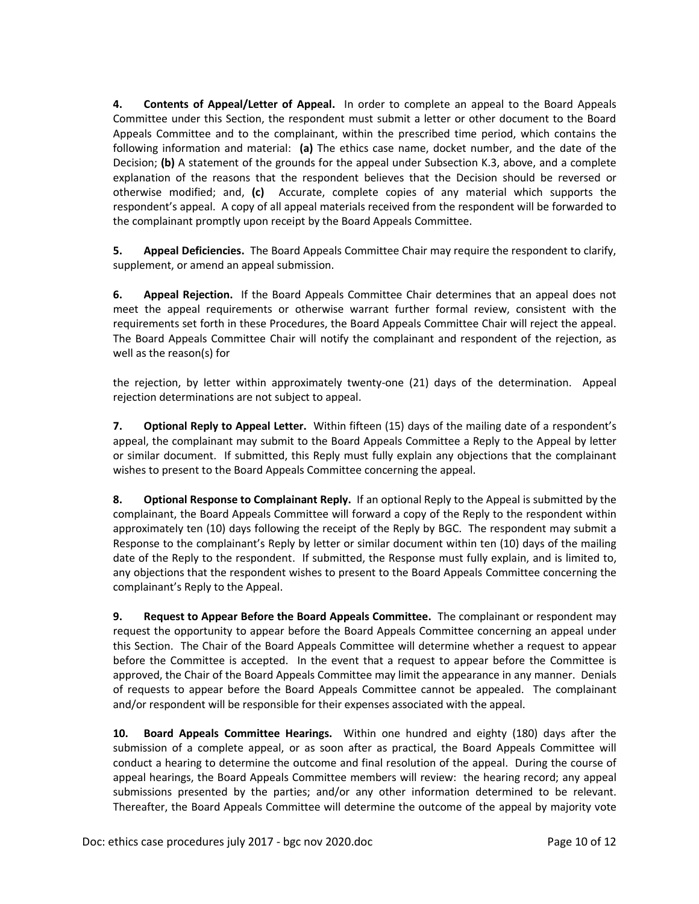**4. Contents of Appeal/Letter of Appeal.** In order to complete an appeal to the Board Appeals Committee under this Section, the respondent must submit a letter or other document to the Board Appeals Committee and to the complainant, within the prescribed time period, which contains the following information and material: **(a)** The ethics case name, docket number, and the date of the Decision; **(b)** A statement of the grounds for the appeal under Subsection K.3, above, and a complete explanation of the reasons that the respondent believes that the Decision should be reversed or otherwise modified; and, **(c)** Accurate, complete copies of any material which supports the respondent's appeal. A copy of all appeal materials received from the respondent will be forwarded to the complainant promptly upon receipt by the Board Appeals Committee.

**5. Appeal Deficiencies.** The Board Appeals Committee Chair may require the respondent to clarify, supplement, or amend an appeal submission.

**6. Appeal Rejection.** If the Board Appeals Committee Chair determines that an appeal does not meet the appeal requirements or otherwise warrant further formal review, consistent with the requirements set forth in these Procedures, the Board Appeals Committee Chair will reject the appeal. The Board Appeals Committee Chair will notify the complainant and respondent of the rejection, as well as the reason(s) for the rejection, by letter within approximately twenty-one (21) days of the determination. Appeal rejection determinations are not subject to appeal.

**7. Optional Reply to Appeal Letter.** Within fifteen (15) days of the mailing date of a respondent's appeal, the complainant may submit to the Board Appeals Committee a Reply to the Appeal by letter or similar document. If submitted, this Reply must fully explain any objections that the complainant wishes to present to the Board Appeals Committee concerning the appeal.

**8. Optional Response to Complainant Reply.** If an optional Reply to the Appeal is submitted by the complainant, the Board Appeals Committee will forward a copy of the Reply to the respondent within approximately ten (10) days following the receipt of the Reply by BGC. The respondent may submit a Response to the complainant's Reply by letter or similar document within ten (10) days of the mailing date of the Reply to the respondent. If submitted, the Response must fully explain, and is limited to, any objections that the respondent wishes to present to the Board Appeals Committee concerning the complainant's Reply to the Appeal.

**9. Request to Appear Before the Board Appeals Committee.** The complainant or respondent may request the opportunity to appear before the Board Appeals Committee concerning an appeal under this Section. The Chair of the Board Appeals Committee will determine whether a request to appear before the Committee is accepted. In the event that a request to appear before the Committee is approved, the Chair of the Board Appeals Committee may limit the appearance in any manner. Denials of requests to appear before the Board Appeals Committee cannot be appealed. The complainant and/or respondent will be responsible for their expenses associated with the appeal.

**10. Board Appeals Committee Hearings.** Within one hundred and eighty (180) days after the submission of a complete appeal, or as soon after as practical, the Board Appeals Committee will conduct a hearing to determine the outcome and final resolution of the appeal. During the course of appeal hearings, the Board Appeals Committee members will review: the hearing record; any appeal submissions presented by the parties; and/or any other information determined to be relevant. Thereafter, the Board Appeals Committee will determine the outcome of the appeal by majority vote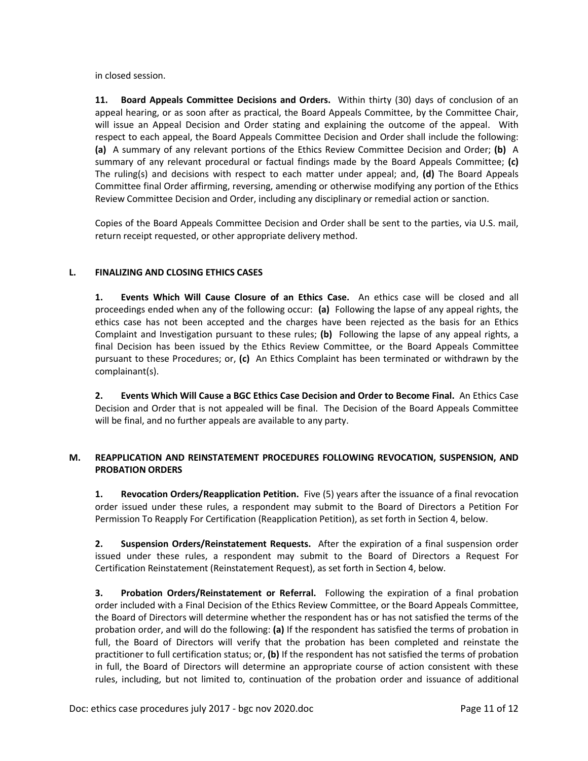in closed session.

**11. Board Appeals Committee Decisions and Orders.** Within thirty (30) days of conclusion of an appeal hearing, or as soon after as practical, the Board Appeals Committee, by the Committee Chair, will issue an Appeal Decision and Order stating and explaining the outcome of the appeal. With respect to each appeal, the Board Appeals Committee Decision and Order shall include the following: **(a)** A summary of any relevant portions of the Ethics Review Committee Decision and Order; **(b)** A summary of any relevant procedural or factual findings made by the Board Appeals Committee; **(c)** The ruling(s) and decisions with respect to each matter under appeal; and, **(d)** The Board Appeals Committee final Order affirming, reversing, amending or otherwise modifying any portion of the Ethics Review Committee Decision and Order, including any disciplinary or remedial action or sanction.

Copies of the Board Appeals Committee Decision and Order shall be sent to the parties, via U.S. mail, return receipt requested, or other appropriate delivery method.

### L. FINALIZING AND CLOSING ETHICS CASES

**1. Events Which Will Cause Closure of an Ethics Case.** An ethics case will be closed and all proceedings ended when any of the following occur: **(a)** Following the lapse of any appeal rights, the ethics case has not been accepted and the charges have been rejected as the basis for an Ethics Complaint and Investigation pursuant to these rules; **(b)** Following the lapse of any appeal rights, a final Decision has been issued by the Ethics Review Committee, or the Board Appeals Committee pursuant to these Procedures; or, **(c)** An Ethics Complaint has been terminated or withdrawn by the complainant(s).

**2. Events Which Will Cause a BGC Ethics Case Decision and Order to Become Final.** An Ethics Case Decision and Order that is not appealed will be final. The Decision of the Board Appeals Committee will be final, and no further appeals are available to any party.

### M. REAPPLICATION AND REINSTATEMENT PROCEDURES FOLLOWING REVOCATION, SUSPENSION, AND PROBATION ORDERS

**1. Revocation Orders/Reapplication Petition.** Five (5) years after the issuance of a final revocation order issued under these rules, a respondent may submit to the Board of Directors a Petition For Permission To Reapply For Certification (Reapplication Petition), as set forth in Section 4, below.

**2. Suspension Orders/Reinstatement Requests.** After the expiration of a final suspension order issued under these rules, a respondent may submit to the Board of Directors a Request For Certification Reinstatement (Reinstatement Request), as set forth in Section 4, below.

**3. Probation Orders/Reinstatement or Referral.** Following the expiration of a final probation order included with a Final Decision of the Ethics Review Committee, or the Board Appeals Committee, the Board of Directors will determine whether the respondent has or has not satisfied the terms of the probation order, and will do the following: **(a)** If the respondent has satisfied the terms of probation in full, the Board of Directors will verify that the probation has been completed and reinstate the practitioner to full certification status; or, **(b)** If the respondent has not satisfied the terms of probation in full, the Board of Directors will determine an appropriate course of action consistent with these rules, including, but not limited to, continuation of the probation order and issuance of additional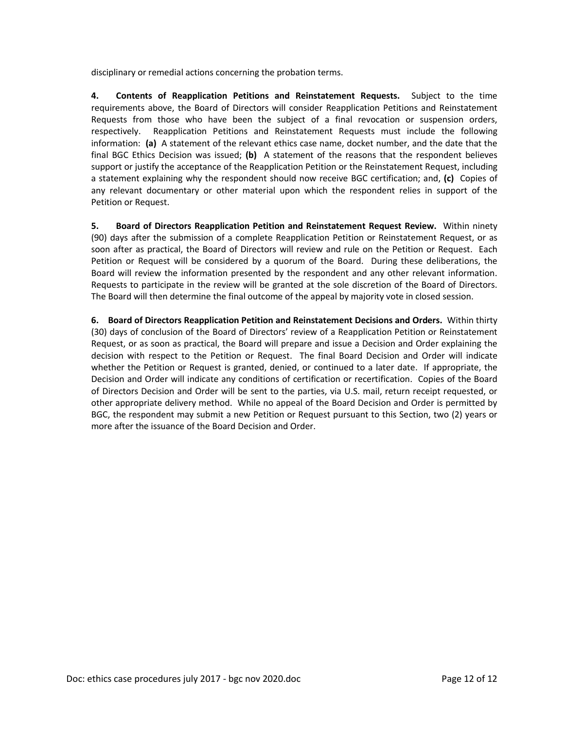disciplinary or remedial actions concerning the probation terms.

**4. Contents of Reapplication Petitions and Reinstatement Requests.** Subject to the time requirements above, the Board of Directors will consider Reapplication Petitions and Reinstatement Requests from those who have been the subject of a final revocation or suspension orders, respectively. Reapplication Petitions and Reinstatement Requests must include the following information: **(a)** A statement of the relevant ethics case name, docket number, and the date that the final BGC Ethics Decision was issued; **(b)** A statement of the reasons that the respondent believes support or justify the acceptance of the Reapplication Petition or the Reinstatement Request, including a statement explaining why the respondent should now receive BGC certification; and, **(c)** Copies of any relevant documentary or other material upon which the respondent relies in support of the Petition or Request.

**5. Board of Directors Reapplication Petition and Reinstatement Request Review.** Within ninety (90) days after the submission of a complete Reapplication Petition or Reinstatement Request, or as soon after as practical, the Board of Directors will review and rule on the Petition or Request. Each Petition or Request will be considered by a quorum of the Board. During these deliberations, the Board will review the information presented by the respondent and any other relevant information. Requests to participate in the review will be granted at the sole discretion of the Board of Directors. The Board will then determine the final outcome of the appeal by majority vote in closed session.

**6. Board of Directors Reapplication Petition and Reinstatement Decisions and Orders.** Within thirty (30) days of conclusion of the Board of Directors' review of a Reapplication Petition or Reinstatement Request, or as soon as practical, the Board will prepare and issue a Decision and Order explaining the decision with respect to the Petition or Request. The final Board Decision and Order will indicate whether the Petition or Request is granted, denied, or continued to a later date. If appropriate, the Decision and Order will indicate any conditions of certification or recertification. Copies of the Board of Directors Decision and Order will be sent to the parties, via U.S. mail, return receipt requested, or other appropriate delivery method. While no appeal of the Board Decision and Order is permitted by BGC, the respondent may submit a new Petition or Request pursuant to this Section, two (2) years or more after the issuance of the Board Decision and Order.